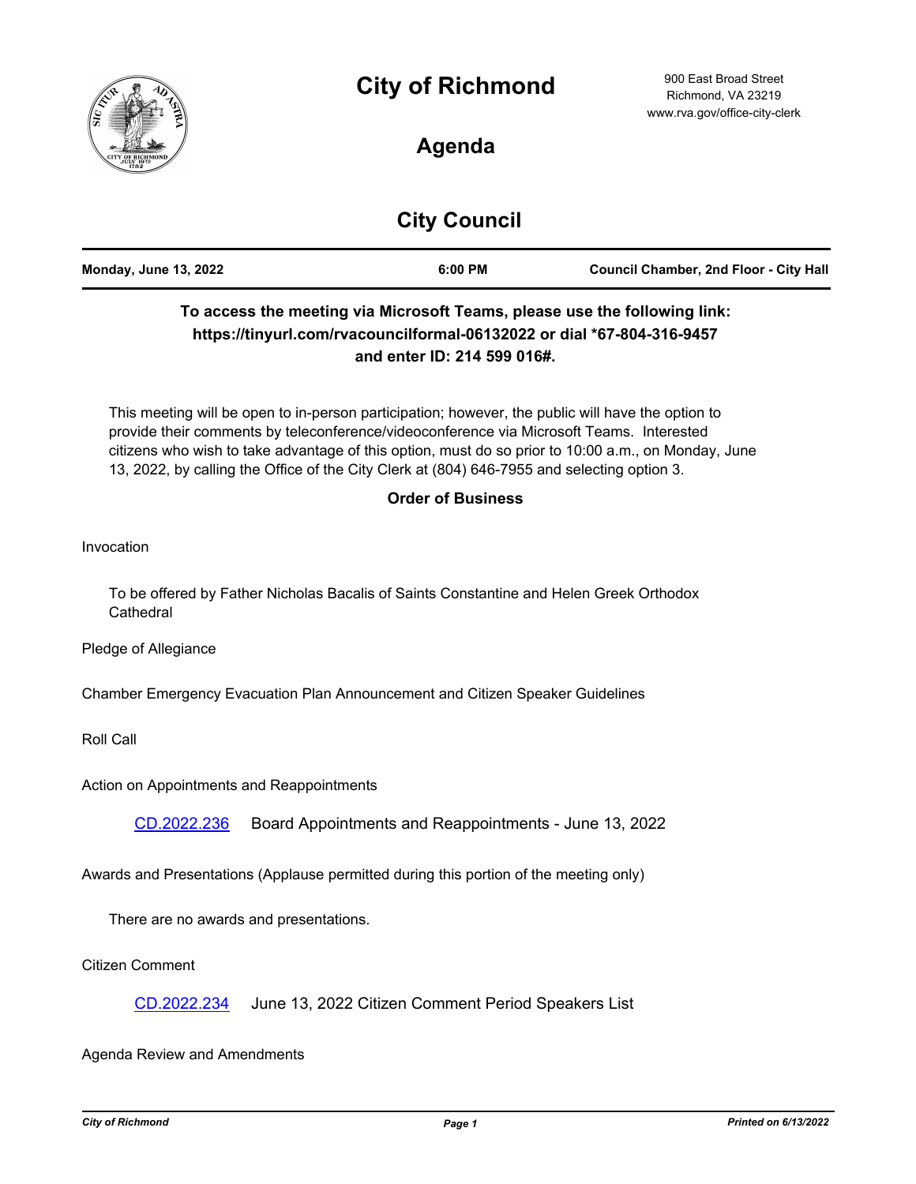# City of Richmond

900 East Broad Street
Richmond, VA 23219
www.rva.gov/office-city-clerk

## Agenda

## City Council

| **Monday, June 13, 2022** | **6:00 PM** | **Council Chamber, 2nd Floor - City Hall** |
|---|---|---|

**To access the meeting via Microsoft Teams, please use the following link: https://tinyurl.com/rvacouncilformal-06132022 or dial *67-804-316-9457 and enter ID: 214 599 016#.**

This meeting will be open to in-person participation; however, the public will have the option to provide their comments by teleconference/videoconference via Microsoft Teams. Interested citizens who wish to take advantage of this option, must do so prior to 10:00 a.m., on Monday, June 13, 2022, by calling the Office of the City Clerk at (804) 646-7955 and selecting option 3.

**Order of Business**

Invocation

To be offered by Father Nicholas Bacalis of Saints Constantine and Helen Greek Orthodox Cathedral

Pledge of Allegiance

Chamber Emergency Evacuation Plan Announcement and Citizen Speaker Guidelines

Roll Call

Action on Appointments and Reappointments

CD.2022.236 Board Appointments and Reappointments - June 13, 2022

Awards and Presentations (Applause permitted during this portion of the meeting only)

There are no awards and presentations.

Citizen Comment

CD.2022.234 June 13, 2022 Citizen Comment Period Speakers List

Agenda Review and Amendments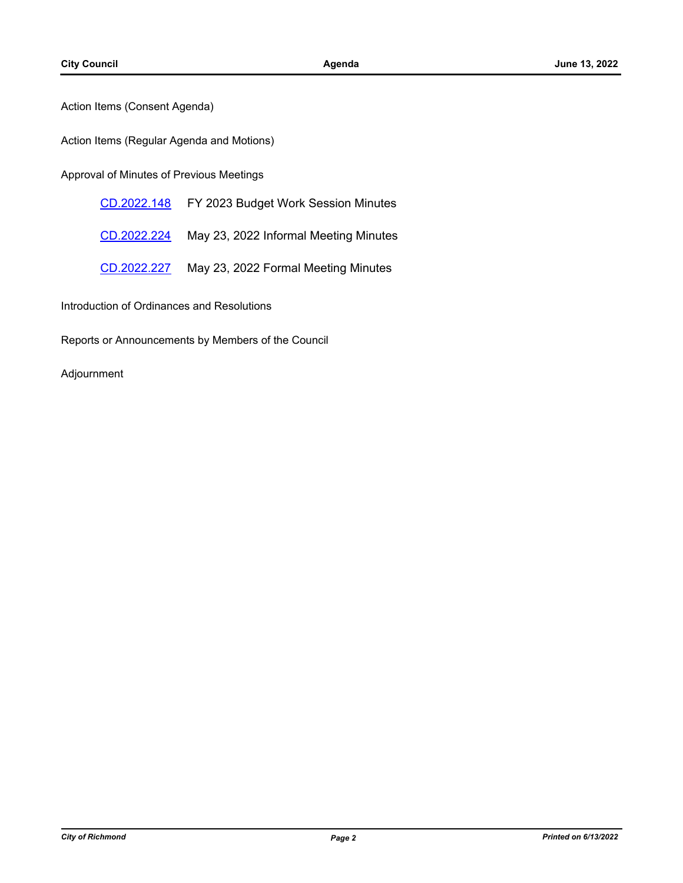Action Items (Consent Agenda)

Action Items (Regular Agenda and Motions)

Approval of Minutes of Previous Meetings

CD.2022.148 FY 2023 Budget Work Session Minutes

CD.2022.224 May 23, 2022 Informal Meeting Minutes

CD.2022.227 May 23, 2022 Formal Meeting Minutes

Introduction of Ordinances and Resolutions

Reports or Announcements by Members of the Council

Adjournment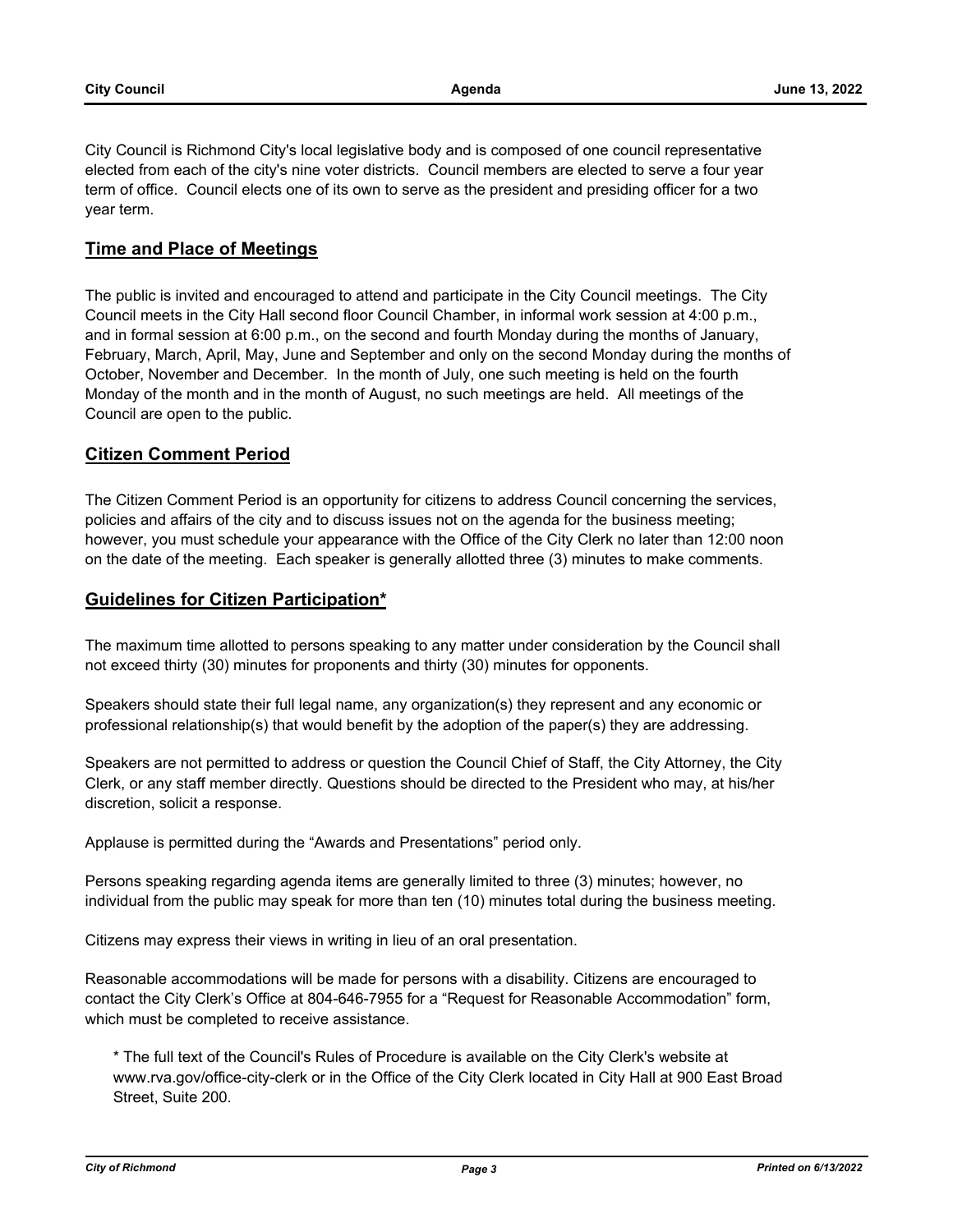City Council is Richmond City's local legislative body and is composed of one council representative elected from each of the city's nine voter districts. Council members are elected to serve a four year term of office. Council elects one of its own to serve as the president and presiding officer for a two year term.

## Time and Place of Meetings

The public is invited and encouraged to attend and participate in the City Council meetings. The City Council meets in the City Hall second floor Council Chamber, in informal work session at 4:00 p.m., and in formal session at 6:00 p.m., on the second and fourth Monday during the months of January, February, March, April, May, June and September and only on the second Monday during the months of October, November and December. In the month of July, one such meeting is held on the fourth Monday of the month and in the month of August, no such meetings are held. All meetings of the Council are open to the public.

## Citizen Comment Period

The Citizen Comment Period is an opportunity for citizens to address Council concerning the services, policies and affairs of the city and to discuss issues not on the agenda for the business meeting; however, you must schedule your appearance with the Office of the City Clerk no later than 12:00 noon on the date of the meeting. Each speaker is generally allotted three (3) minutes to make comments.

## Guidelines for Citizen Participation*

The maximum time allotted to persons speaking to any matter under consideration by the Council shall not exceed thirty (30) minutes for proponents and thirty (30) minutes for opponents.

Speakers should state their full legal name, any organization(s) they represent and any economic or professional relationship(s) that would benefit by the adoption of the paper(s) they are addressing.

Speakers are not permitted to address or question the Council Chief of Staff, the City Attorney, the City Clerk, or any staff member directly. Questions should be directed to the President who may, at his/her discretion, solicit a response.

Applause is permitted during the "Awards and Presentations" period only.

Persons speaking regarding agenda items are generally limited to three (3) minutes; however, no individual from the public may speak for more than ten (10) minutes total during the business meeting.

Citizens may express their views in writing in lieu of an oral presentation.

Reasonable accommodations will be made for persons with a disability. Citizens are encouraged to contact the City Clerk's Office at 804-646-7955 for a "Request for Reasonable Accommodation" form, which must be completed to receive assistance.

> * The full text of the Council's Rules of Procedure is available on the City Clerk's website at www.rva.gov/office-city-clerk or in the Office of the City Clerk located in City Hall at 900 East Broad Street, Suite 200.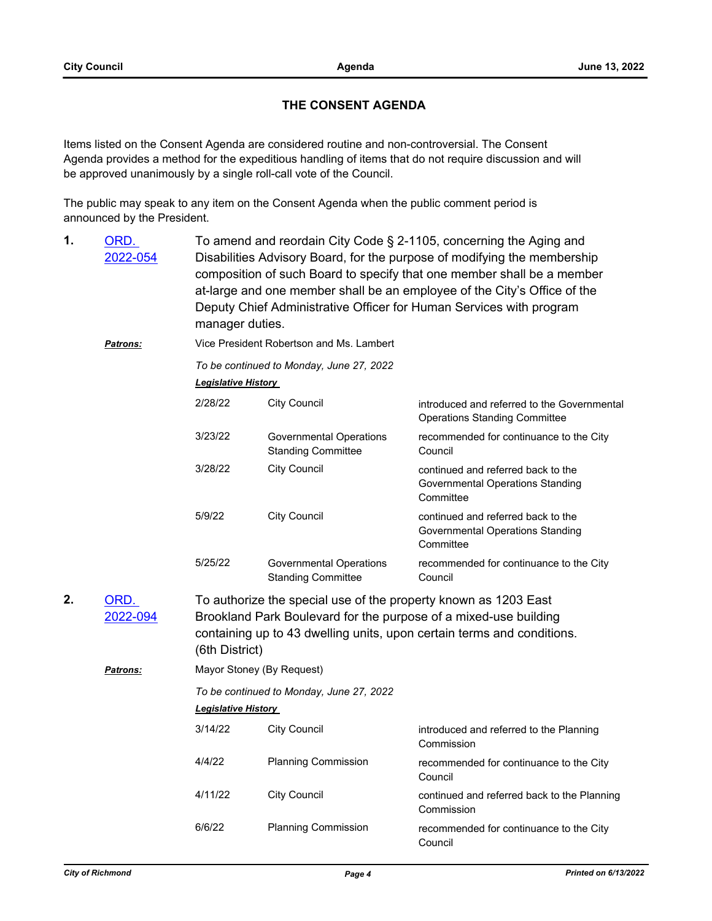## THE CONSENT AGENDA

Items listed on the Consent Agenda are considered routine and non-controversial. The Consent Agenda provides a method for the expeditious handling of items that do not require discussion and will be approved unanimously by a single roll-call vote of the Council.

The public may speak to any item on the Consent Agenda when the public comment period is announced by the President.

**1.** [ORD. 2022-054]

To amend and reordain City Code § 2-1105, concerning the Aging and Disabilities Advisory Board, for the purpose of modifying the membership composition of such Board to specify that one member shall be a member at-large and one member shall be an employee of the City's Office of the Deputy Chief Administrative Officer for Human Services with program manager duties.

***Patrons:*** Vice President Robertson and Ms. Lambert

*To be continued to Monday, June 27, 2022*

***Legislative History***

| Date | Body | Action |
|---|---|---|
| 2/28/22 | City Council | introduced and referred to the Governmental Operations Standing Committee |
| 3/23/22 | Governmental Operations Standing Committee | recommended for continuance to the City Council |
| 3/28/22 | City Council | continued and referred back to the Governmental Operations Standing Committee |
| 5/9/22 | City Council | continued and referred back to the Governmental Operations Standing Committee |
| 5/25/22 | Governmental Operations Standing Committee | recommended for continuance to the City Council |

**2.** [ORD. 2022-094]

To authorize the special use of the property known as 1203 East Brookland Park Boulevard for the purpose of a mixed-use building containing up to 43 dwelling units, upon certain terms and conditions. (6th District)

***Patrons:*** Mayor Stoney (By Request)

*To be continued to Monday, June 27, 2022*

***Legislative History***

| Date | Body | Action |
|---|---|---|
| 3/14/22 | City Council | introduced and referred to the Planning Commission |
| 4/4/22 | Planning Commission | recommended for continuance to the City Council |
| 4/11/22 | City Council | continued and referred back to the Planning Commission |
| 6/6/22 | Planning Commission | recommended for continuance to the City Council |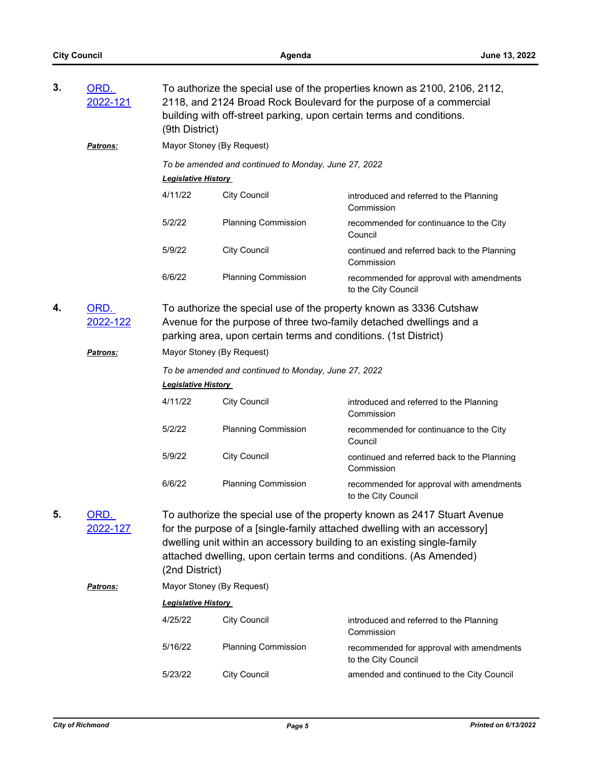**3.** ORD. 2022-121

To authorize the special use of the properties known as 2100, 2106, 2112, 2118, and 2124 Broad Rock Boulevard for the purpose of a commercial building with off-street parking, upon certain terms and conditions. (9th District)

***Patrons:*** Mayor Stoney (By Request)

*To be amended and continued to Monday, June 27, 2022*

***Legislative History***

| Date | Body | Action |
|---|---|---|
| 4/11/22 | City Council | introduced and referred to the Planning Commission |
| 5/2/22 | Planning Commission | recommended for continuance to the City Council |
| 5/9/22 | City Council | continued and referred back to the Planning Commission |
| 6/6/22 | Planning Commission | recommended for approval with amendments to the City Council |

**4.** ORD. 2022-122

To authorize the special use of the property known as 3336 Cutshaw Avenue for the purpose of three two-family detached dwellings and a parking area, upon certain terms and conditions. (1st District)

***Patrons:*** Mayor Stoney (By Request)

*To be amended and continued to Monday, June 27, 2022*

***Legislative History***

| Date | Body | Action |
|---|---|---|
| 4/11/22 | City Council | introduced and referred to the Planning Commission |
| 5/2/22 | Planning Commission | recommended for continuance to the City Council |
| 5/9/22 | City Council | continued and referred back to the Planning Commission |
| 6/6/22 | Planning Commission | recommended for approval with amendments to the City Council |

**5.** ORD. 2022-127

To authorize the special use of the property known as 2417 Stuart Avenue for the purpose of a [single-family attached dwelling with an accessory] dwelling unit within an accessory building to an existing single-family attached dwelling, upon certain terms and conditions. (As Amended) (2nd District)

***Patrons:*** Mayor Stoney (By Request)

***Legislative History***

| Date | Body | Action |
|---|---|---|
| 4/25/22 | City Council | introduced and referred to the Planning Commission |
| 5/16/22 | Planning Commission | recommended for approval with amendments to the City Council |
| 5/23/22 | City Council | amended and continued to the City Council |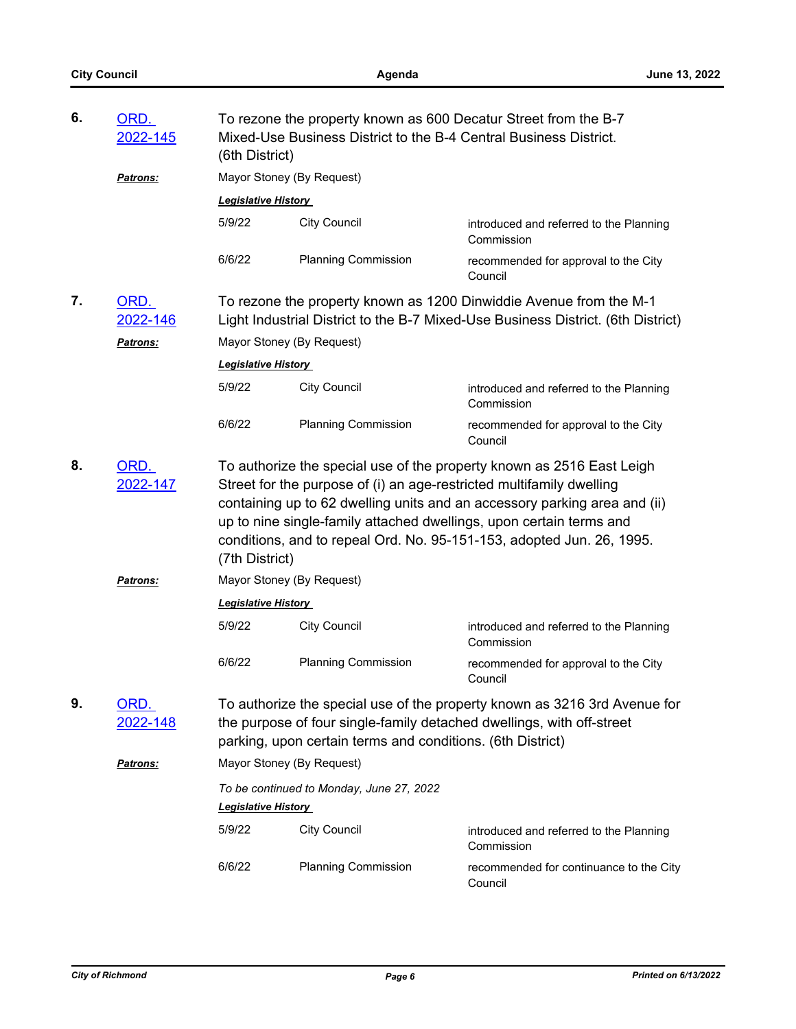**6.** ORD. 2022-145

To rezone the property known as 600 Decatur Street from the B-7 Mixed-Use Business District to the B-4 Central Business District. (6th District)

***Patrons:*** Mayor Stoney (By Request)

***Legislative History***

| | | |
|---|---|---|
| 5/9/22 | City Council | introduced and referred to the Planning Commission |
| 6/6/22 | Planning Commission | recommended for approval to the City Council |

**7.** ORD. 2022-146

To rezone the property known as 1200 Dinwiddie Avenue from the M-1 Light Industrial District to the B-7 Mixed-Use Business District. (6th District)

***Patrons:*** Mayor Stoney (By Request)

***Legislative History***

| | | |
|---|---|---|
| 5/9/22 | City Council | introduced and referred to the Planning Commission |
| 6/6/22 | Planning Commission | recommended for approval to the City Council |

**8.** ORD. 2022-147

To authorize the special use of the property known as 2516 East Leigh Street for the purpose of (i) an age-restricted multifamily dwelling containing up to 62 dwelling units and an accessory parking area and (ii) up to nine single-family attached dwellings, upon certain terms and conditions, and to repeal Ord. No. 95-151-153, adopted Jun. 26, 1995. (7th District)

***Patrons:*** Mayor Stoney (By Request)

***Legislative History***

| | | |
|---|---|---|
| 5/9/22 | City Council | introduced and referred to the Planning Commission |
| 6/6/22 | Planning Commission | recommended for approval to the City Council |

**9.** ORD. 2022-148

To authorize the special use of the property known as 3216 3rd Avenue for the purpose of four single-family detached dwellings, with off-street parking, upon certain terms and conditions. (6th District)

***Patrons:*** Mayor Stoney (By Request)

*To be continued to Monday, June 27, 2022*

***Legislative History***

| | | |
|---|---|---|
| 5/9/22 | City Council | introduced and referred to the Planning Commission |
| 6/6/22 | Planning Commission | recommended for continuance to the City Council |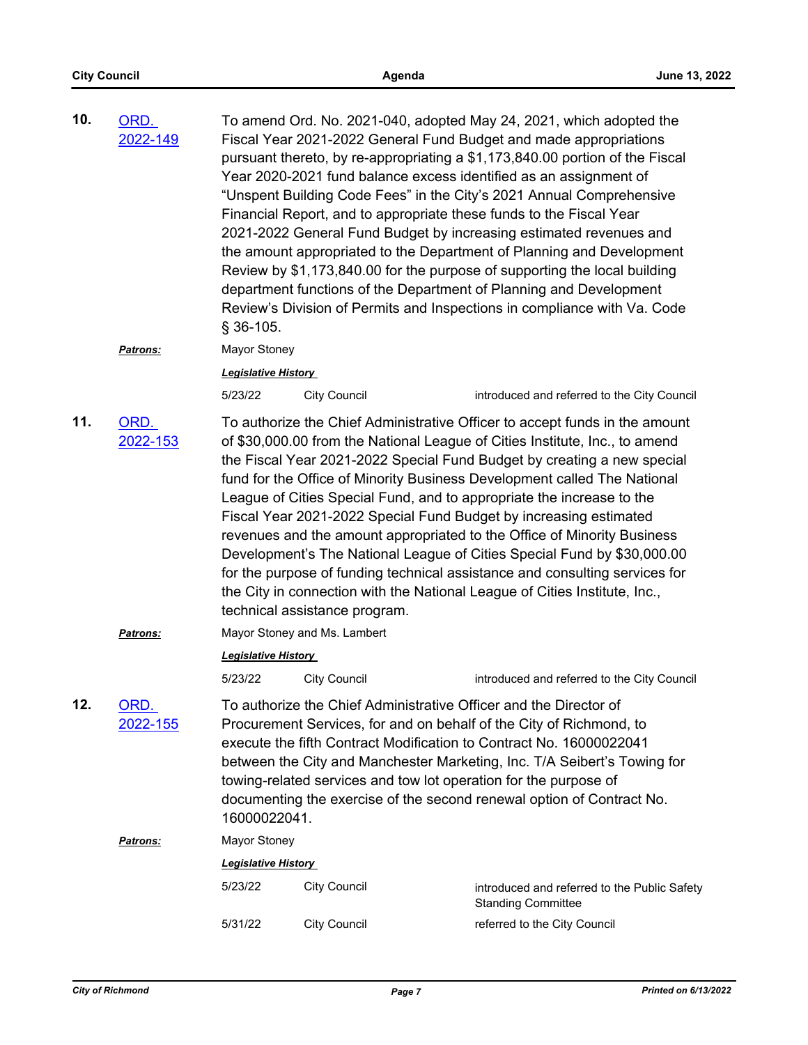**10.** [ORD. 2022-149]

To amend Ord. No. 2021-040, adopted May 24, 2021, which adopted the Fiscal Year 2021-2022 General Fund Budget and made appropriations pursuant thereto, by re-appropriating a $1,173,840.00 portion of the Fiscal Year 2020-2021 fund balance excess identified as an assignment of "Unspent Building Code Fees" in the City's 2021 Annual Comprehensive Financial Report, and to appropriate these funds to the Fiscal Year 2021-2022 General Fund Budget by increasing estimated revenues and the amount appropriated to the Department of Planning and Development Review by $1,173,840.00 for the purpose of supporting the local building department functions of the Department of Planning and Development Review's Division of Permits and Inspections in compliance with Va. Code § 36-105.

***Patrons:*** Mayor Stoney

***Legislative History***

| | | |
|---|---|---|
| 5/23/22 | City Council | introduced and referred to the City Council |

**11.** [ORD. 2022-153]

To authorize the Chief Administrative Officer to accept funds in the amount of $30,000.00 from the National League of Cities Institute, Inc., to amend the Fiscal Year 2021-2022 Special Fund Budget by creating a new special fund for the Office of Minority Business Development called The National League of Cities Special Fund, and to appropriate the increase to the Fiscal Year 2021-2022 Special Fund Budget by increasing estimated revenues and the amount appropriated to the Office of Minority Business Development's The National League of Cities Special Fund by $30,000.00 for the purpose of funding technical assistance and consulting services for the City in connection with the National League of Cities Institute, Inc., technical assistance program.

***Patrons:*** Mayor Stoney and Ms. Lambert

***Legislative History***

| | | |
|---|---|---|
| 5/23/22 | City Council | introduced and referred to the City Council |

**12.** [ORD. 2022-155]

To authorize the Chief Administrative Officer and the Director of Procurement Services, for and on behalf of the City of Richmond, to execute the fifth Contract Modification to Contract No. 16000022041 between the City and Manchester Marketing, Inc. T/A Seibert's Towing for towing-related services and tow lot operation for the purpose of documenting the exercise of the second renewal option of Contract No. 16000022041.

***Patrons:*** Mayor Stoney

***Legislative History***

| | | |
|---|---|---|
| 5/23/22 | City Council | introduced and referred to the Public Safety Standing Committee |
| 5/31/22 | City Council | referred to the City Council |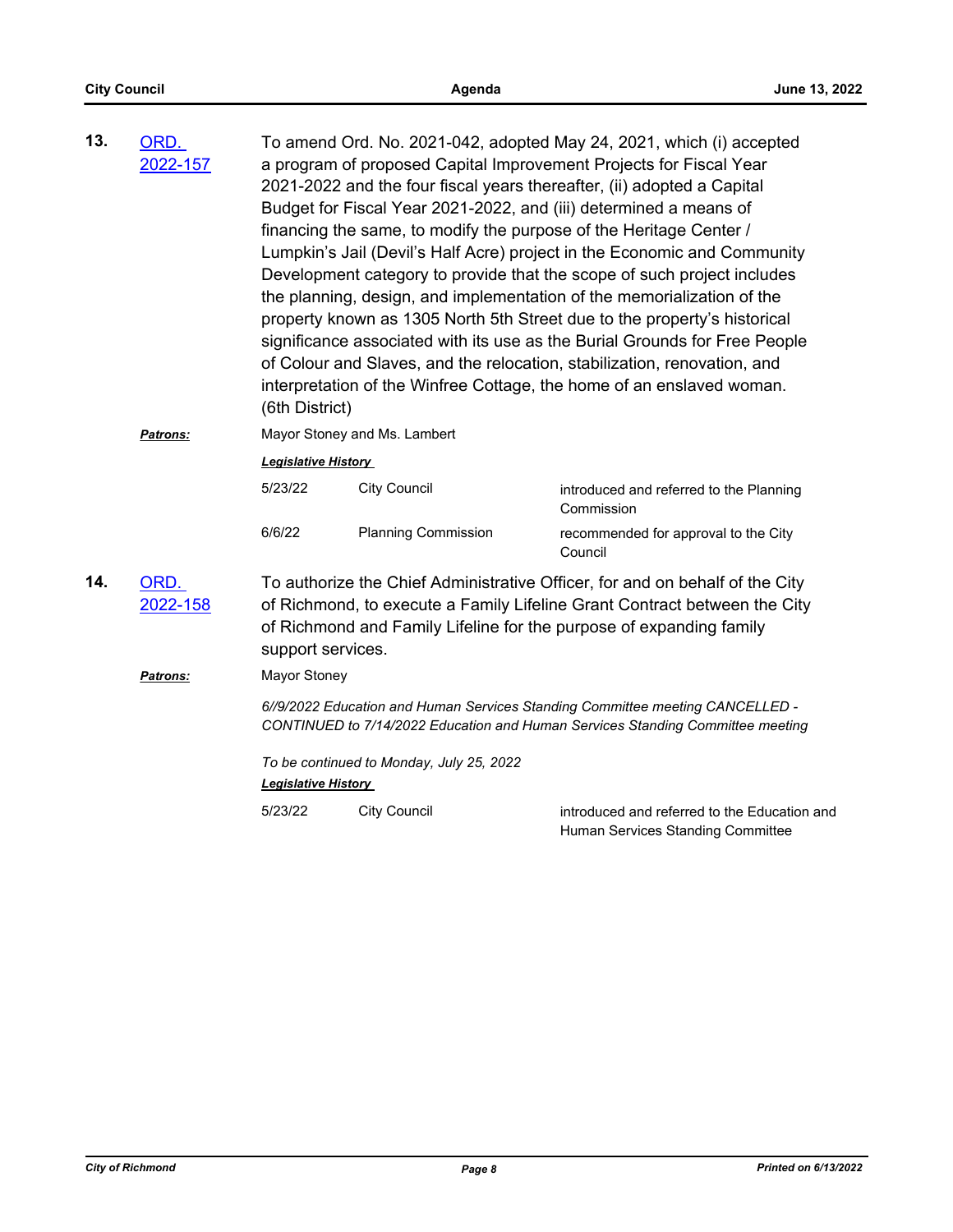**13.** ORD. 2022-157

To amend Ord. No. 2021-042, adopted May 24, 2021, which (i) accepted a program of proposed Capital Improvement Projects for Fiscal Year 2021-2022 and the four fiscal years thereafter, (ii) adopted a Capital Budget for Fiscal Year 2021-2022, and (iii) determined a means of financing the same, to modify the purpose of the Heritage Center / Lumpkin's Jail (Devil's Half Acre) project in the Economic and Community Development category to provide that the scope of such project includes the planning, design, and implementation of the memorialization of the property known as 1305 North 5th Street due to the property's historical significance associated with its use as the Burial Grounds for Free People of Colour and Slaves, and the relocation, stabilization, renovation, and interpretation of the Winfree Cottage, the home of an enslaved woman. (6th District)

***Patrons:*** Mayor Stoney and Ms. Lambert

***Legislative History***

| | | |
|---|---|---|
| 5/23/22 | City Council | introduced and referred to the Planning Commission |
| 6/6/22 | Planning Commission | recommended for approval to the City Council |

**14.** ORD. 2022-158

To authorize the Chief Administrative Officer, for and on behalf of the City of Richmond, to execute a Family Lifeline Grant Contract between the City of Richmond and Family Lifeline for the purpose of expanding family support services.

***Patrons:*** Mayor Stoney

*6//9/2022 Education and Human Services Standing Committee meeting CANCELLED - CONTINUED to 7/14/2022 Education and Human Services Standing Committee meeting*

*To be continued to Monday, July 25, 2022*

***Legislative History***

| | | |
|---|---|---|
| 5/23/22 | City Council | introduced and referred to the Education and Human Services Standing Committee |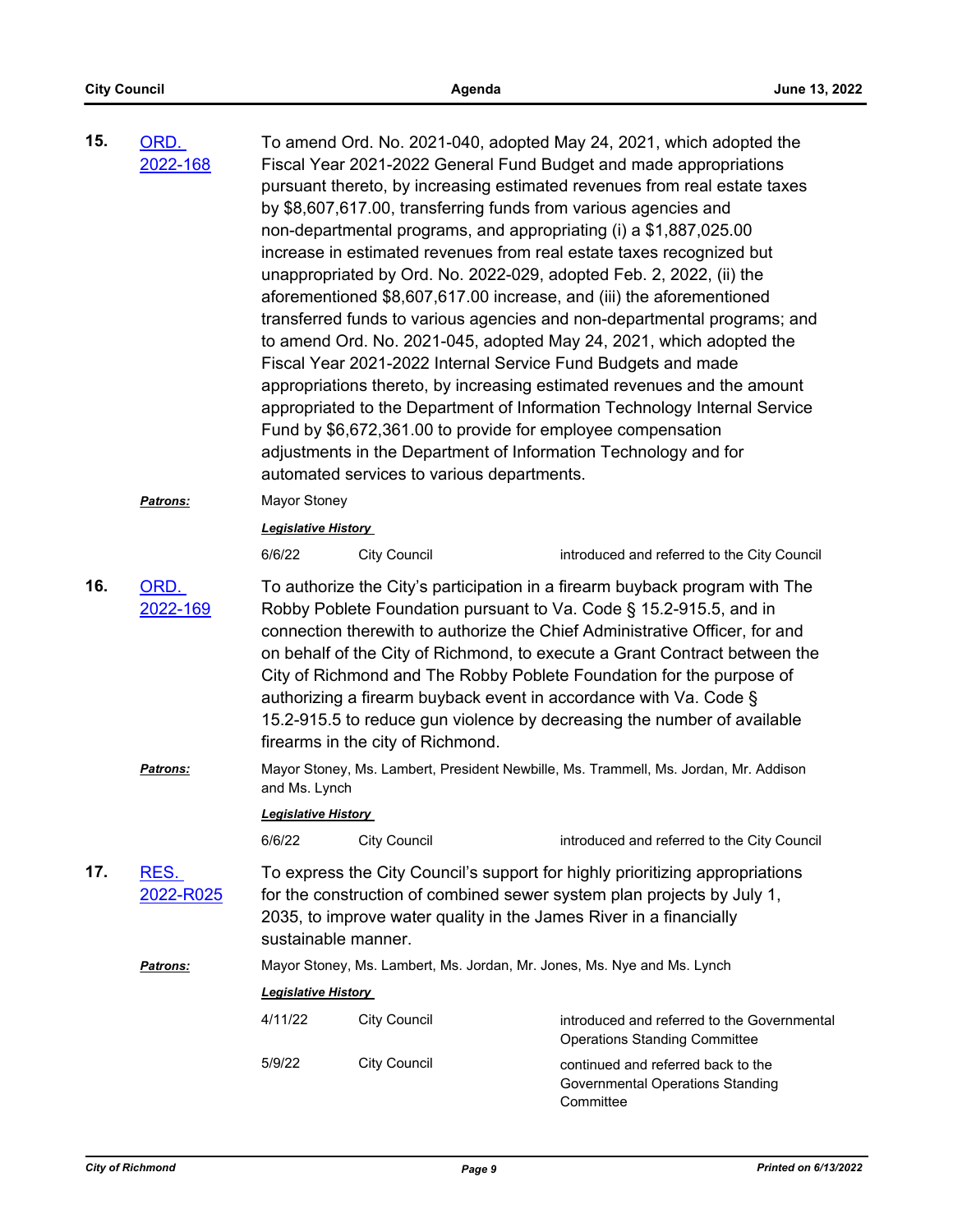**15.** ORD. 2022-168

To amend Ord. No. 2021-040, adopted May 24, 2021, which adopted the Fiscal Year 2021-2022 General Fund Budget and made appropriations pursuant thereto, by increasing estimated revenues from real estate taxes by $8,607,617.00, transferring funds from various agencies and non-departmental programs, and appropriating (i) a $1,887,025.00 increase in estimated revenues from real estate taxes recognized but unappropriated by Ord. No. 2022-029, adopted Feb. 2, 2022, (ii) the aforementioned $8,607,617.00 increase, and (iii) the aforementioned transferred funds to various agencies and non-departmental programs; and to amend Ord. No. 2021-045, adopted May 24, 2021, which adopted the Fiscal Year 2021-2022 Internal Service Fund Budgets and made appropriations thereto, by increasing estimated revenues and the amount appropriated to the Department of Information Technology Internal Service Fund by $6,672,361.00 to provide for employee compensation adjustments in the Department of Information Technology and for automated services to various departments.

***Patrons:*** Mayor Stoney

***Legislative History***

| | | |
|---|---|---|
| 6/6/22 | City Council | introduced and referred to the City Council |

**16.** ORD. 2022-169

To authorize the City's participation in a firearm buyback program with The Robby Poblete Foundation pursuant to Va. Code § 15.2-915.5, and in connection therewith to authorize the Chief Administrative Officer, for and on behalf of the City of Richmond, to execute a Grant Contract between the City of Richmond and The Robby Poblete Foundation for the purpose of authorizing a firearm buyback event in accordance with Va. Code § 15.2-915.5 to reduce gun violence by decreasing the number of available firearms in the city of Richmond.

***Patrons:*** Mayor Stoney, Ms. Lambert, President Newbille, Ms. Trammell, Ms. Jordan, Mr. Addison and Ms. Lynch

***Legislative History***

| | | |
|---|---|---|
| 6/6/22 | City Council | introduced and referred to the City Council |

**17.** RES. 2022-R025

To express the City Council's support for highly prioritizing appropriations for the construction of combined sewer system plan projects by July 1, 2035, to improve water quality in the James River in a financially sustainable manner.

***Patrons:*** Mayor Stoney, Ms. Lambert, Ms. Jordan, Mr. Jones, Ms. Nye and Ms. Lynch

***Legislative History***

| | | |
|---|---|---|
| 4/11/22 | City Council | introduced and referred to the Governmental Operations Standing Committee |
| 5/9/22 | City Council | continued and referred back to the Governmental Operations Standing Committee |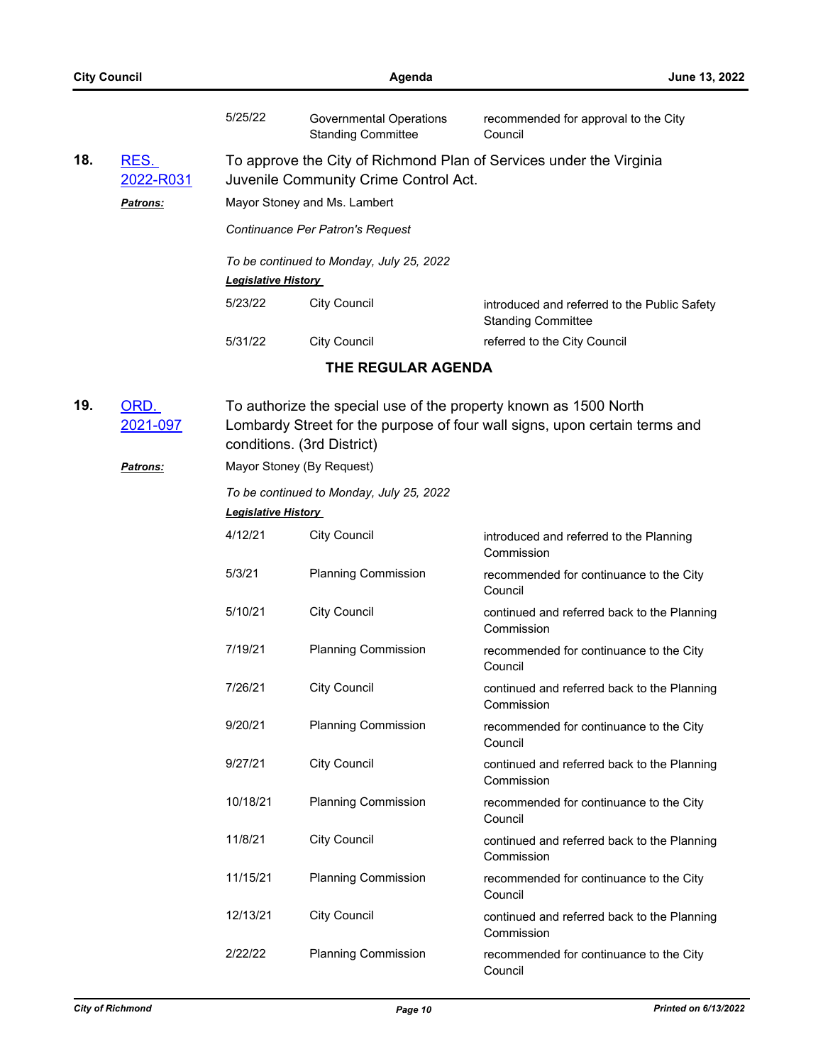| | | |
|---|---|---|
| 5/25/22 | Governmental Operations Standing Committee | recommended for approval to the City Council |

**18.** RES. 2022-R031

To approve the City of Richmond Plan of Services under the Virginia Juvenile Community Crime Control Act.

***Patrons:*** Mayor Stoney and Ms. Lambert

*Continuance Per Patron's Request*

*To be continued to Monday, July 25, 2022*

***Legislative History***

| | | |
|---|---|---|
| 5/23/22 | City Council | introduced and referred to the Public Safety Standing Committee |
| 5/31/22 | City Council | referred to the City Council |

## THE REGULAR AGENDA

**19.** ORD. 2021-097

To authorize the special use of the property known as 1500 North Lombardy Street for the purpose of four wall signs, upon certain terms and conditions. (3rd District)

***Patrons:*** Mayor Stoney (By Request)

*To be continued to Monday, July 25, 2022*

***Legislative History***

| | | |
|---|---|---|
| 4/12/21 | City Council | introduced and referred to the Planning Commission |
| 5/3/21 | Planning Commission | recommended for continuance to the City Council |
| 5/10/21 | City Council | continued and referred back to the Planning Commission |
| 7/19/21 | Planning Commission | recommended for continuance to the City Council |
| 7/26/21 | City Council | continued and referred back to the Planning Commission |
| 9/20/21 | Planning Commission | recommended for continuance to the City Council |
| 9/27/21 | City Council | continued and referred back to the Planning Commission |
| 10/18/21 | Planning Commission | recommended for continuance to the City Council |
| 11/8/21 | City Council | continued and referred back to the Planning Commission |
| 11/15/21 | Planning Commission | recommended for continuance to the City Council |
| 12/13/21 | City Council | continued and referred back to the Planning Commission |
| 2/22/22 | Planning Commission | recommended for continuance to the City Council |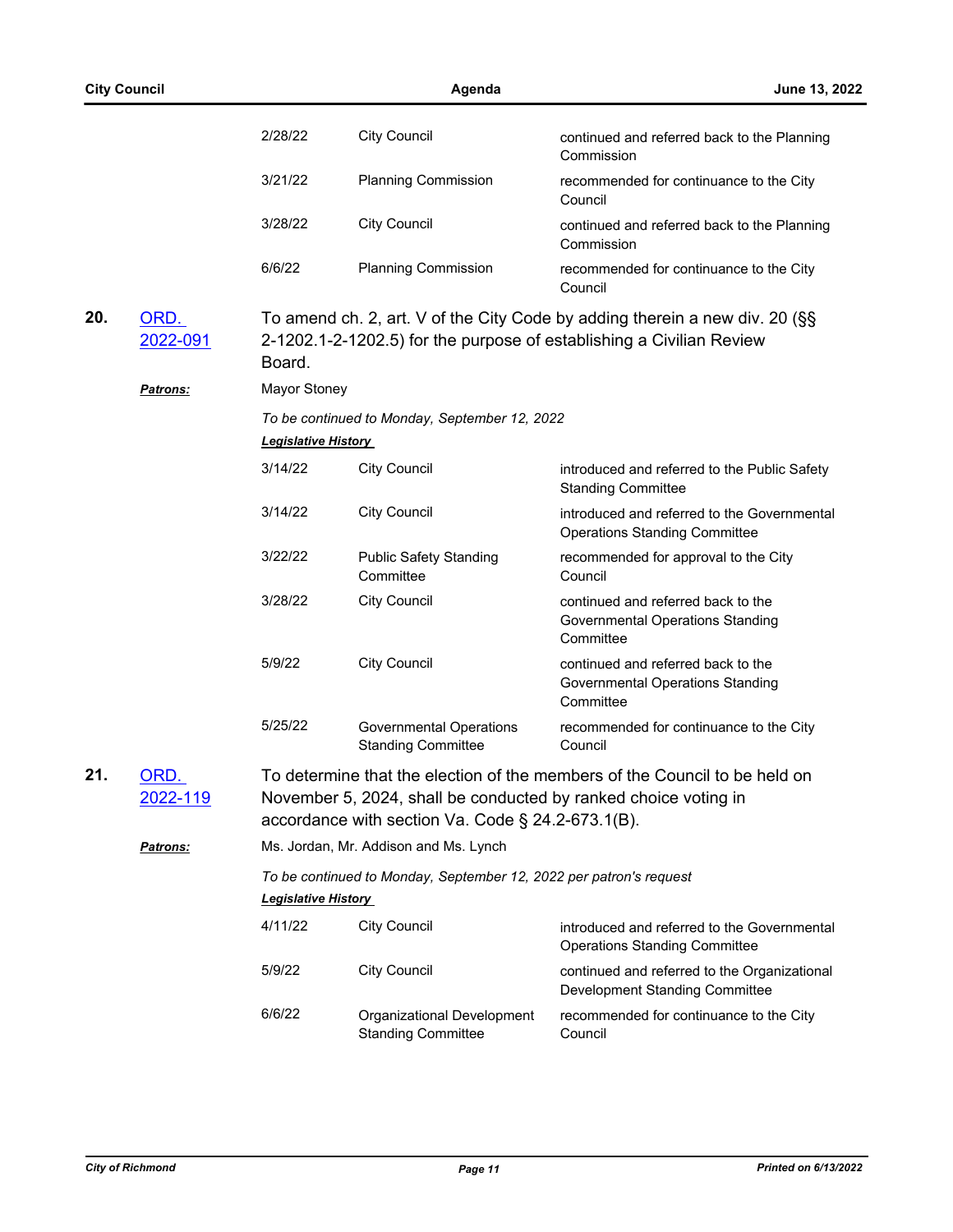| | | |
|---|---|---|
| 2/28/22 | City Council | continued and referred back to the Planning Commission |
| 3/21/22 | Planning Commission | recommended for continuance to the City Council |
| 3/28/22 | City Council | continued and referred back to the Planning Commission |
| 6/6/22 | Planning Commission | recommended for continuance to the City Council |

**20.** ORD. 2022-091

To amend ch. 2, art. V of the City Code by adding therein a new div. 20 (§§ 2-1202.1-2-1202.5) for the purpose of establishing a Civilian Review Board.

***Patrons:*** Mayor Stoney

*To be continued to Monday, September 12, 2022*

***Legislative History***

| | | |
|---|---|---|
| 3/14/22 | City Council | introduced and referred to the Public Safety Standing Committee |
| 3/14/22 | City Council | introduced and referred to the Governmental Operations Standing Committee |
| 3/22/22 | Public Safety Standing Committee | recommended for approval to the City Council |
| 3/28/22 | City Council | continued and referred back to the Governmental Operations Standing Committee |
| 5/9/22 | City Council | continued and referred back to the Governmental Operations Standing Committee |
| 5/25/22 | Governmental Operations Standing Committee | recommended for continuance to the City Council |

**21.** ORD. 2022-119

To determine that the election of the members of the Council to be held on November 5, 2024, shall be conducted by ranked choice voting in accordance with section Va. Code § 24.2-673.1(B).

***Patrons:*** Ms. Jordan, Mr. Addison and Ms. Lynch

*To be continued to Monday, September 12, 2022 per patron's request*

***Legislative History***

| | | |
|---|---|---|
| 4/11/22 | City Council | introduced and referred to the Governmental Operations Standing Committee |
| 5/9/22 | City Council | continued and referred to the Organizational Development Standing Committee |
| 6/6/22 | Organizational Development Standing Committee | recommended for continuance to the City Council |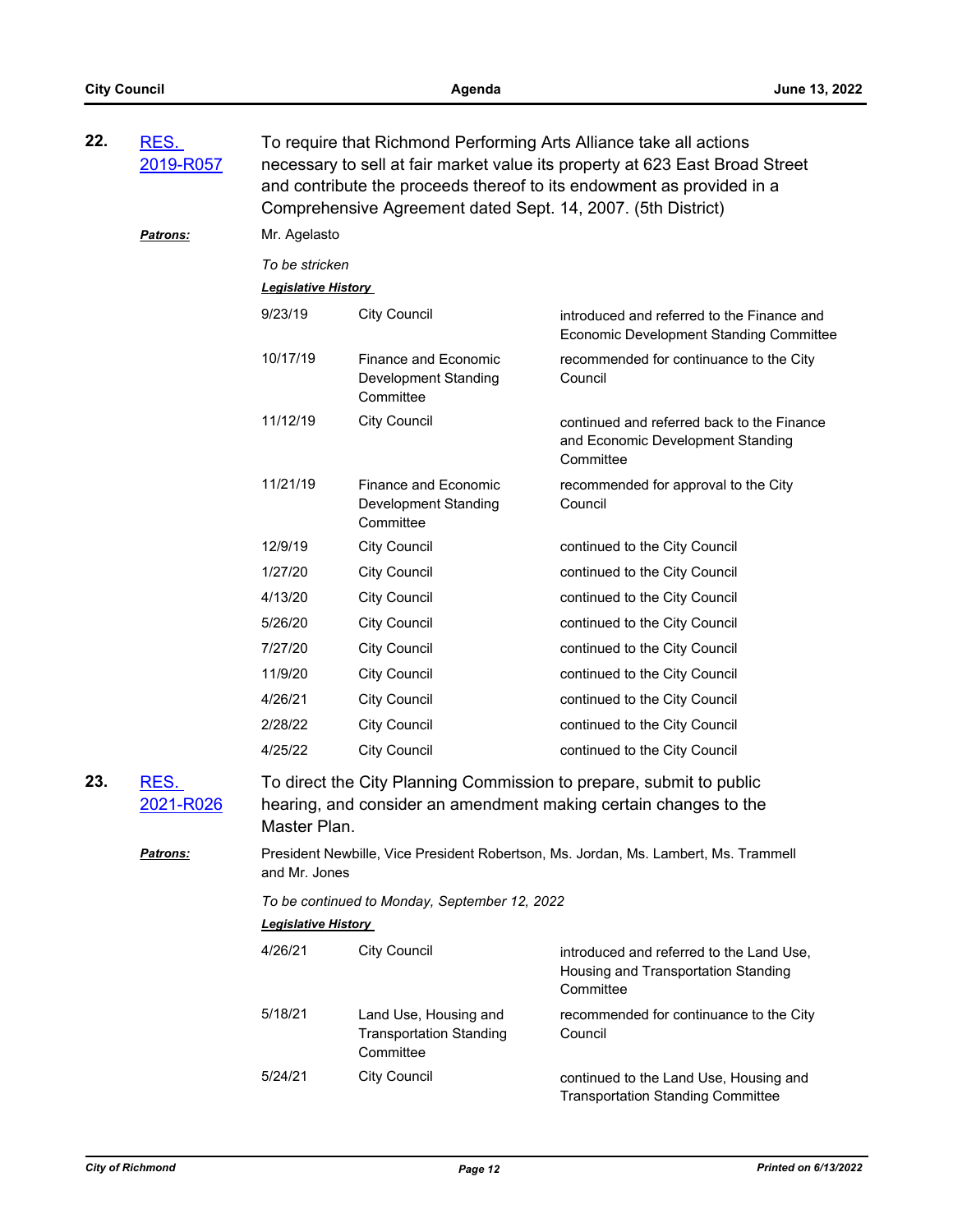**22.** [RES. 2019-R057]

To require that Richmond Performing Arts Alliance take all actions necessary to sell at fair market value its property at 623 East Broad Street and contribute the proceeds thereof to its endowment as provided in a Comprehensive Agreement dated Sept. 14, 2007. (5th District)

***Patrons:*** Mr. Agelasto

*To be stricken*

***Legislative History***

| | | |
|---|---|---|
| 9/23/19 | City Council | introduced and referred to the Finance and Economic Development Standing Committee |
| 10/17/19 | Finance and Economic Development Standing Committee | recommended for continuance to the City Council |
| 11/12/19 | City Council | continued and referred back to the Finance and Economic Development Standing Committee |
| 11/21/19 | Finance and Economic Development Standing Committee | recommended for approval to the City Council |
| 12/9/19 | City Council | continued to the City Council |
| 1/27/20 | City Council | continued to the City Council |
| 4/13/20 | City Council | continued to the City Council |
| 5/26/20 | City Council | continued to the City Council |
| 7/27/20 | City Council | continued to the City Council |
| 11/9/20 | City Council | continued to the City Council |
| 4/26/21 | City Council | continued to the City Council |
| 2/28/22 | City Council | continued to the City Council |
| 4/25/22 | City Council | continued to the City Council |

**23.** [RES. 2021-R026]

To direct the City Planning Commission to prepare, submit to public hearing, and consider an amendment making certain changes to the Master Plan.

***Patrons:*** President Newbille, Vice President Robertson, Ms. Jordan, Ms. Lambert, Ms. Trammell and Mr. Jones

*To be continued to Monday, September 12, 2022*

***Legislative History***

| | | |
|---|---|---|
| 4/26/21 | City Council | introduced and referred to the Land Use, Housing and Transportation Standing Committee |
| 5/18/21 | Land Use, Housing and Transportation Standing Committee | recommended for continuance to the City Council |
| 5/24/21 | City Council | continued to the Land Use, Housing and Transportation Standing Committee |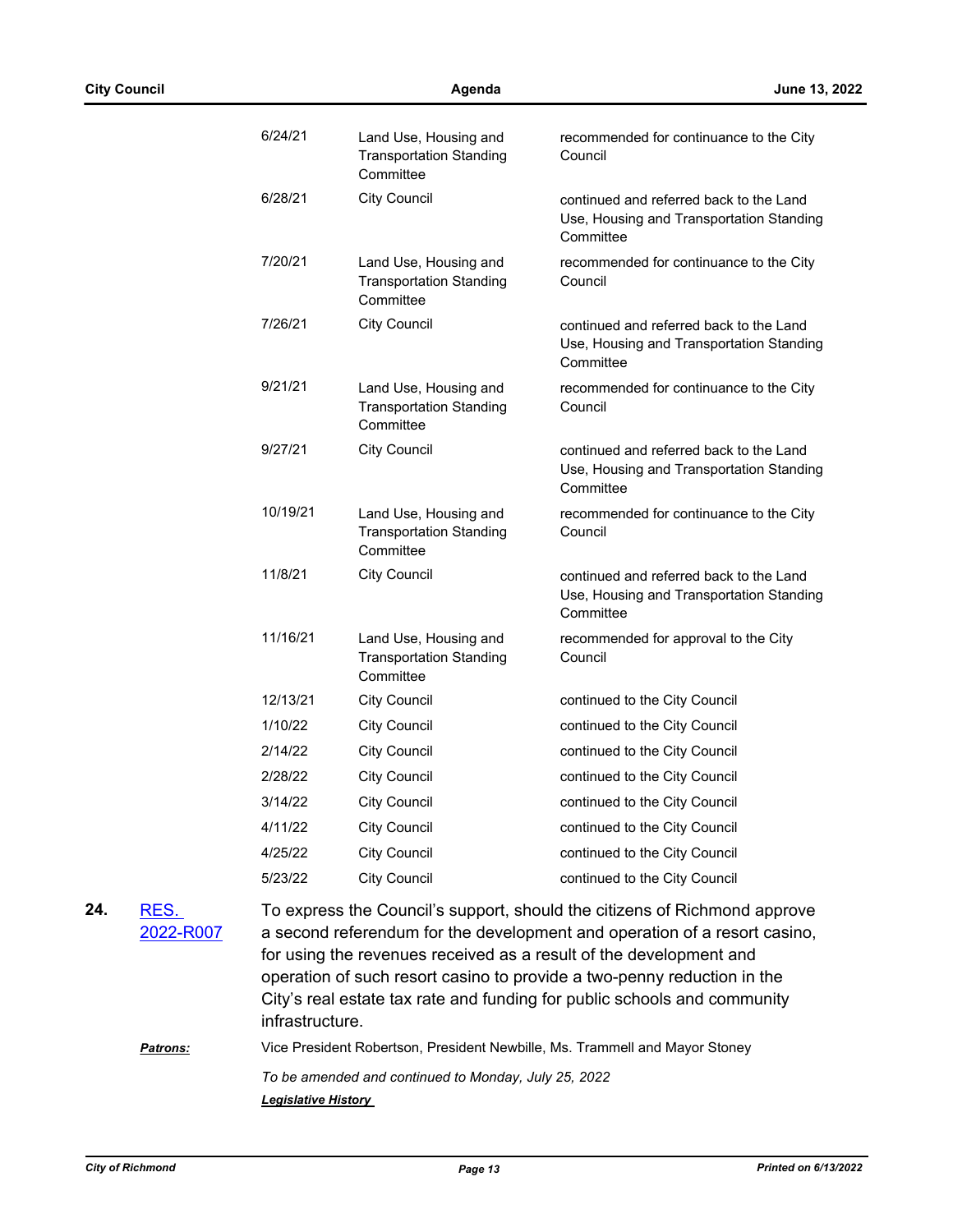| | | |
|---|---|---|
| 6/24/21 | Land Use, Housing and Transportation Standing Committee | recommended for continuance to the City Council |
| 6/28/21 | City Council | continued and referred back to the Land Use, Housing and Transportation Standing Committee |
| 7/20/21 | Land Use, Housing and Transportation Standing Committee | recommended for continuance to the City Council |
| 7/26/21 | City Council | continued and referred back to the Land Use, Housing and Transportation Standing Committee |
| 9/21/21 | Land Use, Housing and Transportation Standing Committee | recommended for continuance to the City Council |
| 9/27/21 | City Council | continued and referred back to the Land Use, Housing and Transportation Standing Committee |
| 10/19/21 | Land Use, Housing and Transportation Standing Committee | recommended for continuance to the City Council |
| 11/8/21 | City Council | continued and referred back to the Land Use, Housing and Transportation Standing Committee |
| 11/16/21 | Land Use, Housing and Transportation Standing Committee | recommended for approval to the City Council |
| 12/13/21 | City Council | continued to the City Council |
| 1/10/22 | City Council | continued to the City Council |
| 2/14/22 | City Council | continued to the City Council |
| 2/28/22 | City Council | continued to the City Council |
| 3/14/22 | City Council | continued to the City Council |
| 4/11/22 | City Council | continued to the City Council |
| 4/25/22 | City Council | continued to the City Council |
| 5/23/22 | City Council | continued to the City Council |

**24.** RES. 2022-R007

To express the Council's support, should the citizens of Richmond approve a second referendum for the development and operation of a resort casino, for using the revenues received as a result of the development and operation of such resort casino to provide a two-penny reduction in the City's real estate tax rate and funding for public schools and community infrastructure.

***Patrons:*** Vice President Robertson, President Newbille, Ms. Trammell and Mayor Stoney

*To be amended and continued to Monday, July 25, 2022*

***Legislative History***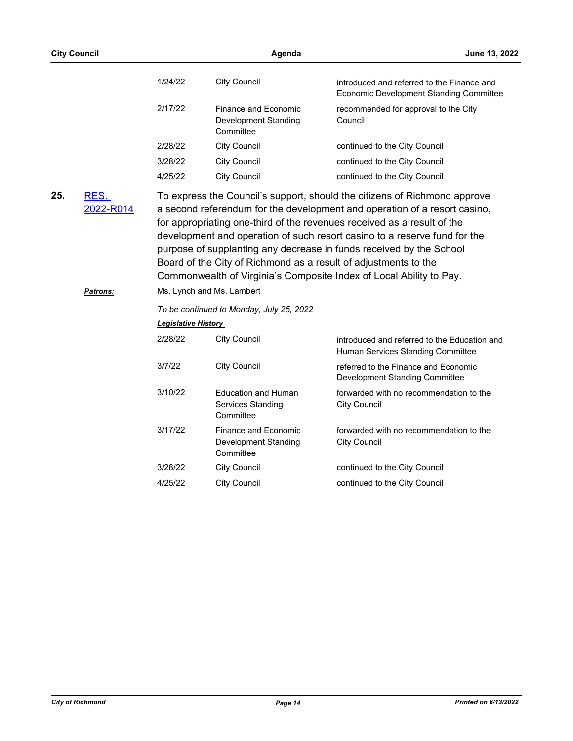| | | |
|---|---|---|
| 1/24/22 | City Council | introduced and referred to the Finance and Economic Development Standing Committee |
| 2/17/22 | Finance and Economic Development Standing Committee | recommended for approval to the City Council |
| 2/28/22 | City Council | continued to the City Council |
| 3/28/22 | City Council | continued to the City Council |
| 4/25/22 | City Council | continued to the City Council |

**25.** RES. 2022-R014

To express the Council's support, should the citizens of Richmond approve a second referendum for the development and operation of a resort casino, for appropriating one-third of the revenues received as a result of the development and operation of such resort casino to a reserve fund for the purpose of supplanting any decrease in funds received by the School Board of the City of Richmond as a result of adjustments to the Commonwealth of Virginia's Composite Index of Local Ability to Pay.

***Patrons:*** Ms. Lynch and Ms. Lambert

*To be continued to Monday, July 25, 2022*

***Legislative History***

| | | |
|---|---|---|
| 2/28/22 | City Council | introduced and referred to the Education and Human Services Standing Committee |
| 3/7/22 | City Council | referred to the Finance and Economic Development Standing Committee |
| 3/10/22 | Education and Human Services Standing Committee | forwarded with no recommendation to the City Council |
| 3/17/22 | Finance and Economic Development Standing Committee | forwarded with no recommendation to the City Council |
| 3/28/22 | City Council | continued to the City Council |
| 4/25/22 | City Council | continued to the City Council |